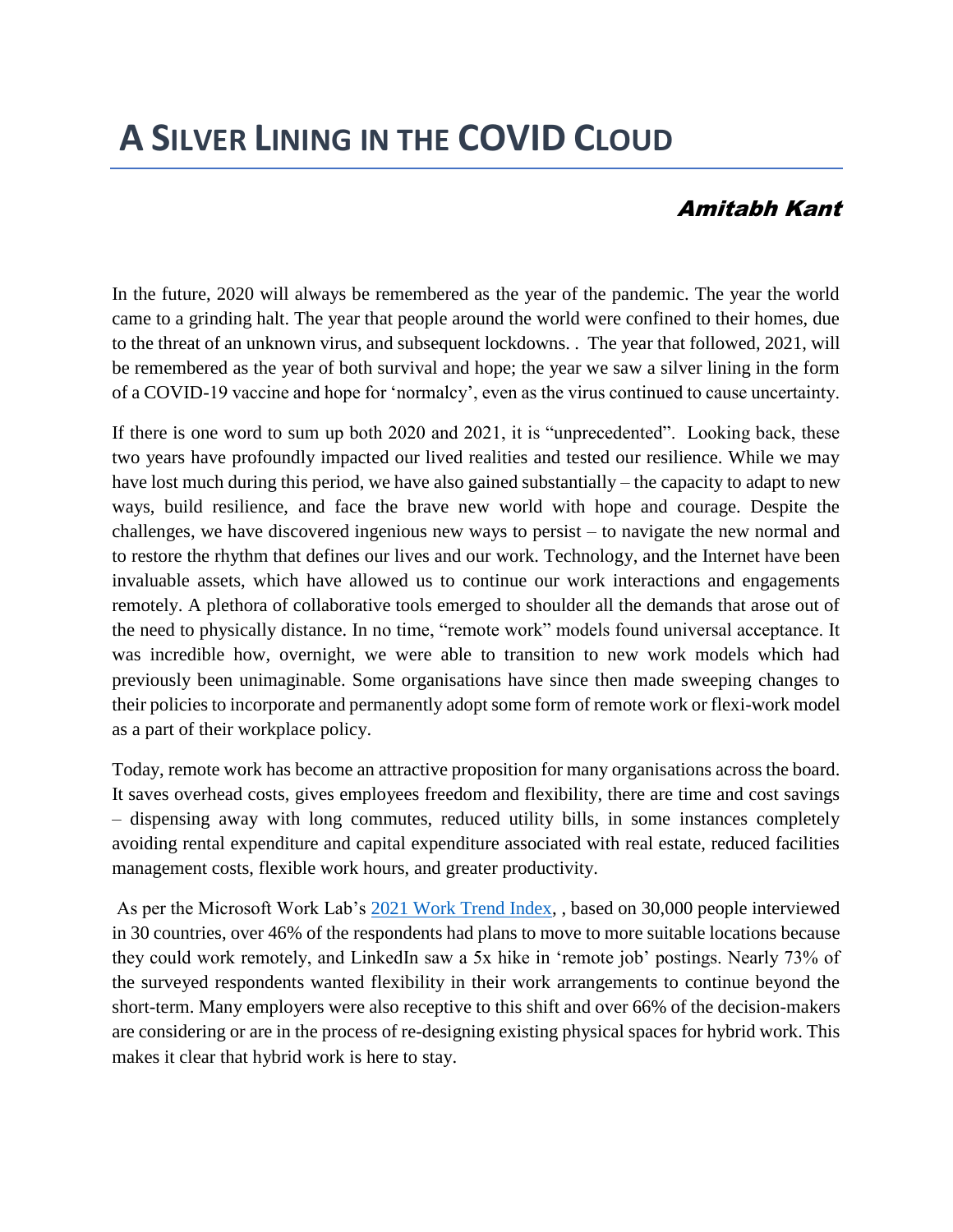# A Silver Lining in the COVID Cloud

*Amitabh Kant*

In the future, 2020 will always be remembered as the year of the pandemic. The year the world came to a grinding halt. The year that people around the world were confined to their homes, due to the threat of an unknown virus, and subsequent lockdowns. . The year that followed, 2021, will be remembered as the year of both survival and hope; the year we saw a silver lining in the form of a COVID-19 vaccine and hope for 'normalcy', even as the virus continued to cause uncertainty.

If there is one word to sum up both 2020 and 2021, it is "unprecedented". Looking back, these two years have profoundly impacted our lived realities and tested our resilience. While we may have lost much during this period, we have also gained substantially – the capacity to adapt to new ways, build resilience, and face the brave new world with hope and courage. Despite the challenges, we have discovered ingenious new ways to persist – to navigate the new normal and to restore the rhythm that defines our lives and our work. Technology, and the Internet have been invaluable assets, which have allowed us to continue our work interactions and engagements remotely. A plethora of collaborative tools emerged to shoulder all the demands that arose out of the need to physically distance. In no time, "remote work" models found universal acceptance. It was incredible how, overnight, we were able to transition to new work models which had previously been unimaginable. Some organisations have since then made sweeping changes to their policies to incorporate and permanently adopt some form of remote work or flexi-work model as a part of their workplace policy.

Today, remote work has become an attractive proposition for many organisations across the board. It saves overhead costs, gives employees freedom and flexibility, there are time and cost savings – dispensing away with long commutes, reduced utility bills, in some instances completely avoiding rental expenditure and capital expenditure associated with real estate, reduced facilities management costs, flexible work hours, and greater productivity.

As per the Microsoft Work Lab's 2021 Work Trend Index, , based on 30,000 people interviewed in 30 countries, over 46% of the respondents had plans to move to more suitable locations because they could work remotely, and LinkedIn saw a 5x hike in 'remote job' postings. Nearly 73% of the surveyed respondents wanted flexibility in their work arrangements to continue beyond the short-term. Many employers were also receptive to this shift and over 66% of the decision-makers are considering or are in the process of re-designing existing physical spaces for hybrid work. This makes it clear that hybrid work is here to stay.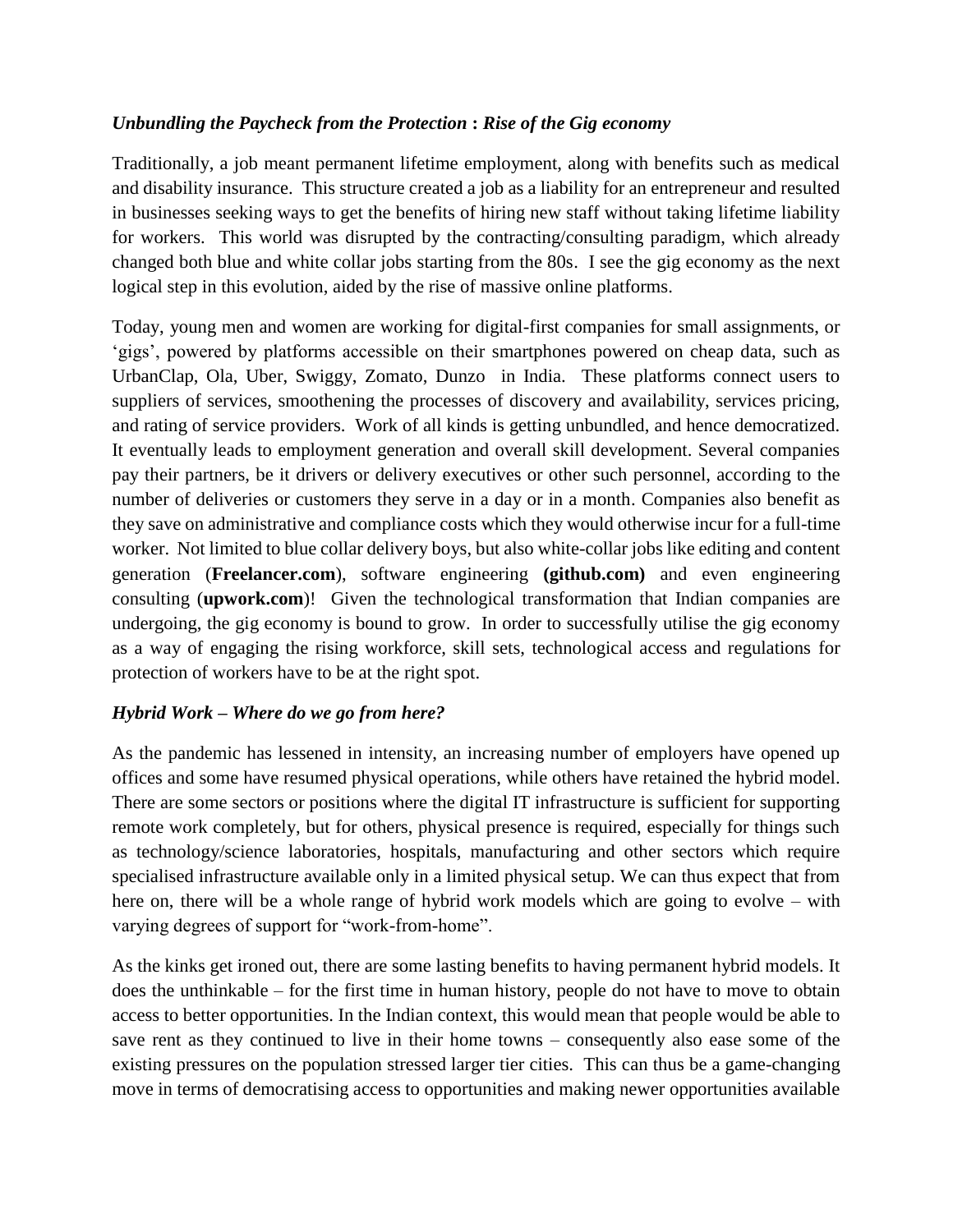### *Unbundling the Paycheck from the Protection* **:** *Rise of the Gig economy*

Traditionally, a job meant permanent lifetime employment, along with benefits such as medical and disability insurance. This structure created a job as a liability for an entrepreneur and resulted in businesses seeking ways to get the benefits of hiring new staff without taking lifetime liability for workers. This world was disrupted by the contracting/consulting paradigm, which already changed both blue and white collar jobs starting from the 80s. I see the gig economy as the next logical step in this evolution, aided by the rise of massive online platforms.

Today, young men and women are working for digital-first companies for small assignments, or 'gigs', powered by platforms accessible on their smartphones powered on cheap data, such as UrbanClap, Ola, Uber, Swiggy, Zomato, Dunzo in India. These platforms connect users to suppliers of services, smoothening the processes of discovery and availability, services pricing, and rating of service providers. Work of all kinds is getting unbundled, and hence democratized. It eventually leads to employment generation and overall skill development. Several companies pay their partners, be it drivers or delivery executives or other such personnel, according to the number of deliveries or customers they serve in a day or in a month. Companies also benefit as they save on administrative and compliance costs which they would otherwise incur for a full-time worker. Not limited to blue collar delivery boys, but also white-collar jobs like editing and content generation (**Freelancer.com**), software engineering **(github.com)** and even engineering consulting (**upwork.com**)! Given the technological transformation that Indian companies are undergoing, the gig economy is bound to grow. In order to successfully utilise the gig economy as a way of engaging the rising workforce, skill sets, technological access and regulations for protection of workers have to be at the right spot.

### *Hybrid Work – Where do we go from here?*

As the pandemic has lessened in intensity, an increasing number of employers have opened up offices and some have resumed physical operations, while others have retained the hybrid model. There are some sectors or positions where the digital IT infrastructure is sufficient for supporting remote work completely, but for others, physical presence is required, especially for things such as technology/science laboratories, hospitals, manufacturing and other sectors which require specialised infrastructure available only in a limited physical setup. We can thus expect that from here on, there will be a whole range of hybrid work models which are going to evolve – with varying degrees of support for "work-from-home".

As the kinks get ironed out, there are some lasting benefits to having permanent hybrid models. It does the unthinkable – for the first time in human history, people do not have to move to obtain access to better opportunities. In the Indian context, this would mean that people would be able to save rent as they continued to live in their home towns – consequently also ease some of the existing pressures on the population stressed larger tier cities. This can thus be a game-changing move in terms of democratising access to opportunities and making newer opportunities available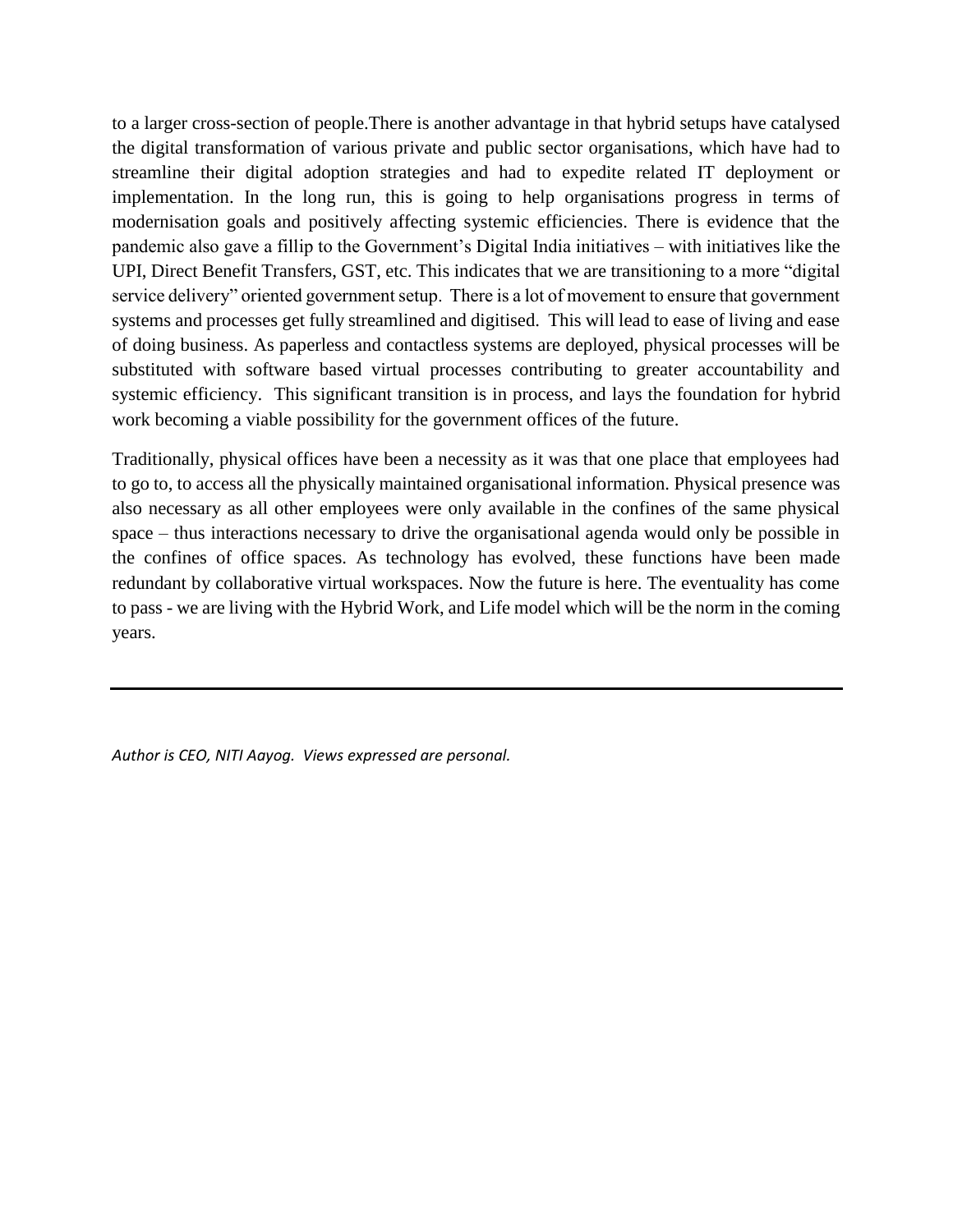to a larger cross-section of people.There is another advantage in that hybrid setups have catalysed the digital transformation of various private and public sector organisations, which have had to streamline their digital adoption strategies and had to expedite related IT deployment or implementation. In the long run, this is going to help organisations progress in terms of modernisation goals and positively affecting systemic efficiencies. There is evidence that the pandemic also gave a fillip to the Government's Digital India initiatives – with initiatives like the UPI, Direct Benefit Transfers, GST, etc. This indicates that we are transitioning to a more "digital service delivery" oriented government setup. There is a lot of movement to ensure that government systems and processes get fully streamlined and digitised. This will lead to ease of living and ease of doing business. As paperless and contactless systems are deployed, physical processes will be substituted with software based virtual processes contributing to greater accountability and systemic efficiency. This significant transition is in process, and lays the foundation for hybrid work becoming a viable possibility for the government offices of the future.

Traditionally, physical offices have been a necessity as it was that one place that employees had to go to, to access all the physically maintained organisational information. Physical presence was also necessary as all other employees were only available in the confines of the same physical space – thus interactions necessary to drive the organisational agenda would only be possible in the confines of office spaces. As technology has evolved, these functions have been made redundant by collaborative virtual workspaces. Now the future is here. The eventuality has come to pass - we are living with the Hybrid Work, and Life model which will be the norm in the coming years.

---

*Author is CEO, NITI Aayog. Views expressed are personal.*